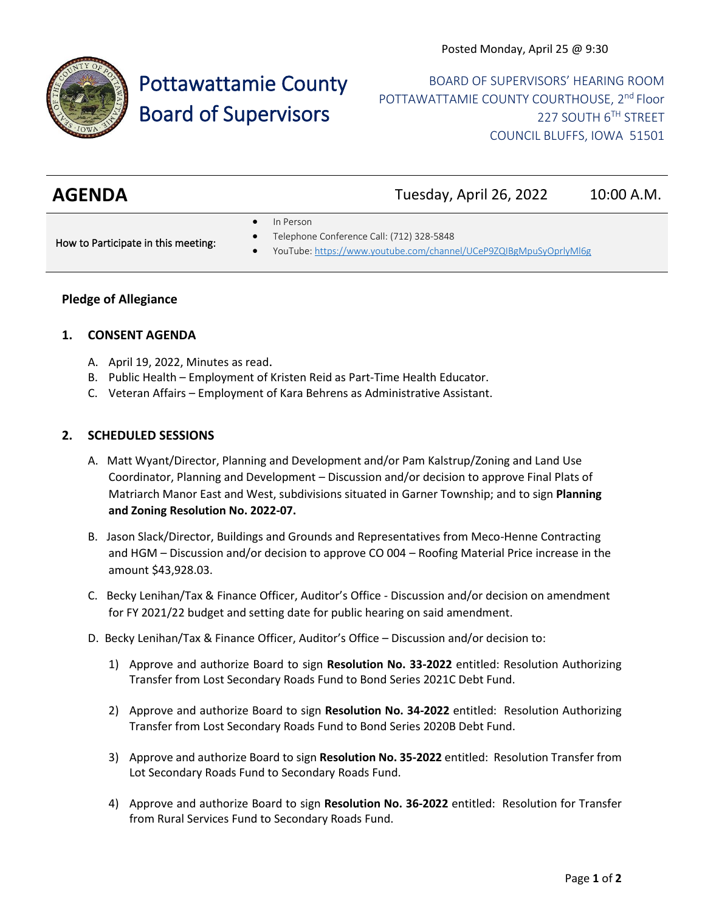Posted Monday, April 25 @ 9:30

# Pottawattamie County Board of Supervisors

BOARD OF SUPERVISORS' HEARING ROOM
POTTAWATTAMIE COUNTY COURTHOUSE, 2nd Floor
227 SOUTH 6TH STREET
COUNCIL BLUFFS, IOWA 51501

## AGENDA

Tuesday, April 26, 2022 10:00 A.M.

How to Participate in this meeting:

- In Person
- Telephone Conference Call: (712) 328-5848
- YouTube: https://www.youtube.com/channel/UCeP9ZQIBgMpuSyOprlyMl6g

**Pledge of Allegiance**

**1. CONSENT AGENDA**

A. April 19, 2022, Minutes as read.
B. Public Health – Employment of Kristen Reid as Part-Time Health Educator.
C. Veteran Affairs – Employment of Kara Behrens as Administrative Assistant.

**2. SCHEDULED SESSIONS**

A. Matt Wyant/Director, Planning and Development and/or Pam Kalstrup/Zoning and Land Use Coordinator, Planning and Development – Discussion and/or decision to approve Final Plats of Matriarch Manor East and West, subdivisions situated in Garner Township; and to sign **Planning and Zoning Resolution No. 2022-07.**

B. Jason Slack/Director, Buildings and Grounds and Representatives from Meco-Henne Contracting and HGM – Discussion and/or decision to approve CO 004 – Roofing Material Price increase in the amount $43,928.03.

C. Becky Lenihan/Tax & Finance Officer, Auditor's Office - Discussion and/or decision on amendment for FY 2021/22 budget and setting date for public hearing on said amendment.

D. Becky Lenihan/Tax & Finance Officer, Auditor's Office – Discussion and/or decision to:

1) Approve and authorize Board to sign **Resolution No. 33-2022** entitled: Resolution Authorizing Transfer from Lost Secondary Roads Fund to Bond Series 2021C Debt Fund.

2) Approve and authorize Board to sign **Resolution No. 34-2022** entitled: Resolution Authorizing Transfer from Lost Secondary Roads Fund to Bond Series 2020B Debt Fund.

3) Approve and authorize Board to sign **Resolution No. 35-2022** entitled: Resolution Transfer from Lot Secondary Roads Fund to Secondary Roads Fund.

4) Approve and authorize Board to sign **Resolution No. 36-2022** entitled: Resolution for Transfer from Rural Services Fund to Secondary Roads Fund.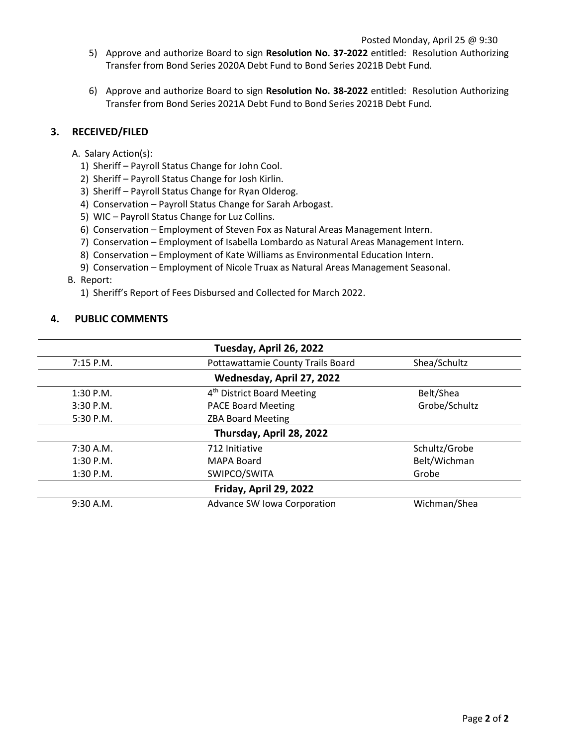Posted Monday, April 25 @ 9:30

5) Approve and authorize Board to sign **Resolution No. 37-2022** entitled: Resolution Authorizing Transfer from Bond Series 2020A Debt Fund to Bond Series 2021B Debt Fund.

6) Approve and authorize Board to sign **Resolution No. 38-2022** entitled: Resolution Authorizing Transfer from Bond Series 2021A Debt Fund to Bond Series 2021B Debt Fund.

## 3. RECEIVED/FILED

A. Salary Action(s):
1) Sheriff – Payroll Status Change for John Cool.
2) Sheriff – Payroll Status Change for Josh Kirlin.
3) Sheriff – Payroll Status Change for Ryan Olderog.
4) Conservation – Payroll Status Change for Sarah Arbogast.
5) WIC – Payroll Status Change for Luz Collins.
6) Conservation – Employment of Steven Fox as Natural Areas Management Intern.
7) Conservation – Employment of Isabella Lombardo as Natural Areas Management Intern.
8) Conservation – Employment of Kate Williams as Environmental Education Intern.
9) Conservation – Employment of Nicole Truax as Natural Areas Management Seasonal.

B. Report:
1) Sheriff's Report of Fees Disbursed and Collected for March 2022.

## 4. PUBLIC COMMENTS

| | | |
|---|---|---|
| | **Tuesday, April 26, 2022** | |
| 7:15 P.M. | Pottawattamie County Trails Board | Shea/Schultz |
| | **Wednesday, April 27, 2022** | |
| 1:30 P.M. | 4th District Board Meeting | Belt/Shea |
| 3:30 P.M. | PACE Board Meeting | Grobe/Schultz |
| 5:30 P.M. | ZBA Board Meeting | |
| | **Thursday, April 28, 2022** | |
| 7:30 A.M. | 712 Initiative | Schultz/Grobe |
| 1:30 P.M. | MAPA Board | Belt/Wichman |
| 1:30 P.M. | SWIPCO/SWITA | Grobe |
| | **Friday, April 29, 2022** | |
| 9:30 A.M. | Advance SW Iowa Corporation | Wichman/Shea |